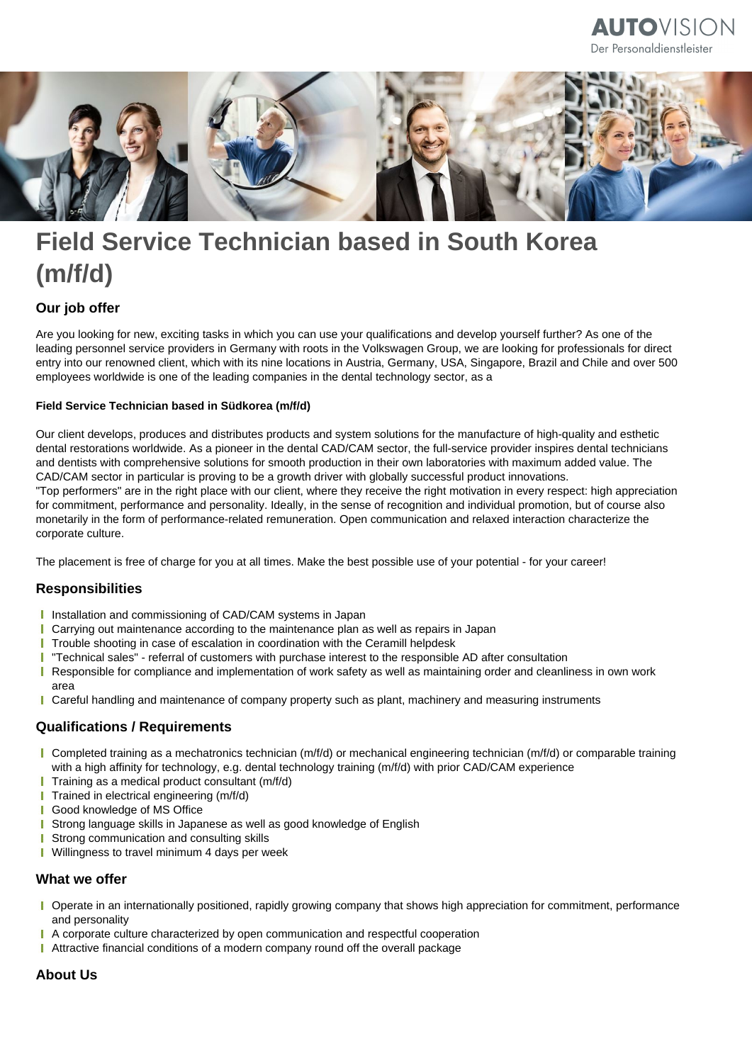AUTOVISION
Der Personaldienstleister

# Field Service Technician based in South Korea (m/f/d)

## Our job offer

Are you looking for new, exciting tasks in which you can use your qualifications and develop yourself further? As one of the leading personnel service providers in Germany with roots in the Volkswagen Group, we are looking for professionals for direct entry into our renowned client, which with its nine locations in Austria, Germany, USA, Singapore, Brazil and Chile and over 500 employees worldwide is one of the leading companies in the dental technology sector, as a

**Field Service Technician based in Südkorea (m/f/d)**

Our client develops, produces and distributes products and system solutions for the manufacture of high-quality and esthetic dental restorations worldwide. As a pioneer in the dental CAD/CAM sector, the full-service provider inspires dental technicians and dentists with comprehensive solutions for smooth production in their own laboratories with maximum added value. The CAD/CAM sector in particular is proving to be a growth driver with globally successful product innovations.
"Top performers" are in the right place with our client, where they receive the right motivation in every respect: high appreciation for commitment, performance and personality. Ideally, in the sense of recognition and individual promotion, but of course also monetarily in the form of performance-related remuneration. Open communication and relaxed interaction characterize the corporate culture.

The placement is free of charge for you at all times. Make the best possible use of your potential - for your career!

## Responsibilities

- Installation and commissioning of CAD/CAM systems in Japan
- Carrying out maintenance according to the maintenance plan as well as repairs in Japan
- Trouble shooting in case of escalation in coordination with the Ceramill helpdesk
- "Technical sales" - referral of customers with purchase interest to the responsible AD after consultation
- Responsible for compliance and implementation of work safety as well as maintaining order and cleanliness in own work area
- Careful handling and maintenance of company property such as plant, machinery and measuring instruments

## Qualifications / Requirements

- Completed training as a mechatronics technician (m/f/d) or mechanical engineering technician (m/f/d) or comparable training with a high affinity for technology, e.g. dental technology training (m/f/d) with prior CAD/CAM experience
- Training as a medical product consultant (m/f/d)
- Trained in electrical engineering (m/f/d)
- Good knowledge of MS Office
- Strong language skills in Japanese as well as good knowledge of English
- Strong communication and consulting skills
- Willingness to travel minimum 4 days per week

## What we offer

- Operate in an internationally positioned, rapidly growing company that shows high appreciation for commitment, performance and personality
- A corporate culture characterized by open communication and respectful cooperation
- Attractive financial conditions of a modern company round off the overall package

## About Us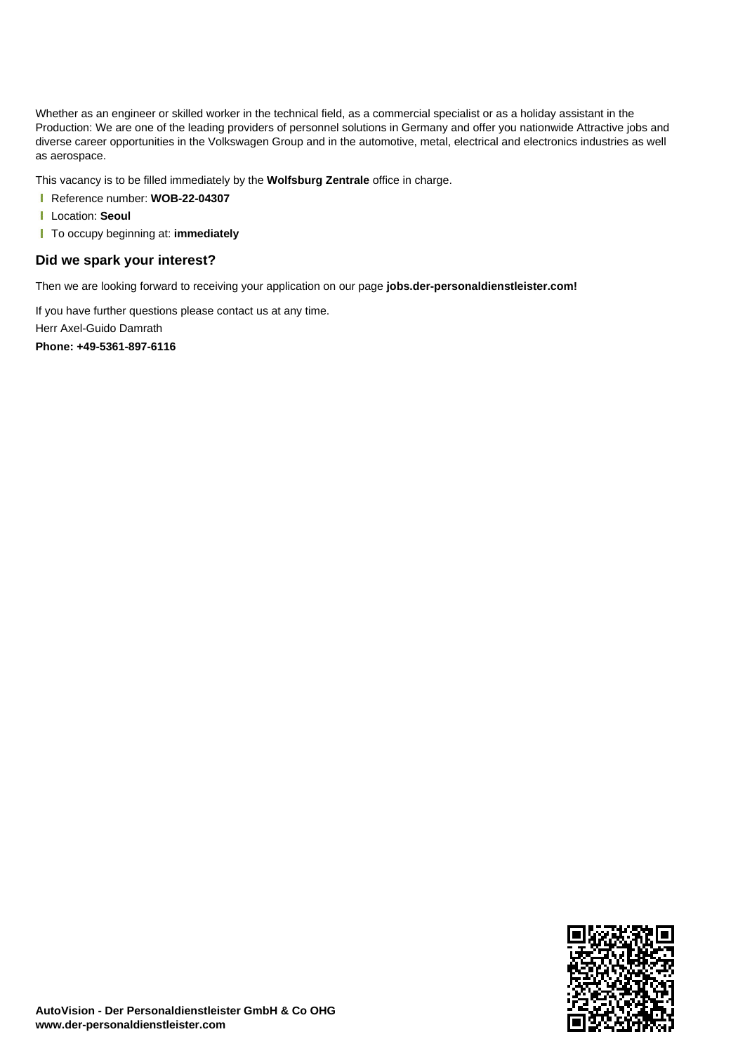Whether as an engineer or skilled worker in the technical field, as a commercial specialist or as a holiday assistant in the Production: We are one of the leading providers of personnel solutions in Germany and offer you nationwide Attractive jobs and diverse career opportunities in the Volkswagen Group and in the automotive, metal, electrical and electronics industries as well as aerospace.

This vacancy is to be filled immediately by the **Wolfsburg Zentrale** office in charge.

- Reference number: **WOB-22-04307**
- Location: **Seoul**
- To occupy beginning at: **immediately**

### Did we spark your interest?

Then we are looking forward to receiving your application on our page **jobs.der-personaldienstleister.com!**

If you have further questions please contact us at any time.

Herr Axel-Guido Damrath

**Phone: +49-5361-897-6116**

**AutoVision - Der Personaldienstleister GmbH & Co OHG**
**www.der-personaldienstleister.com**